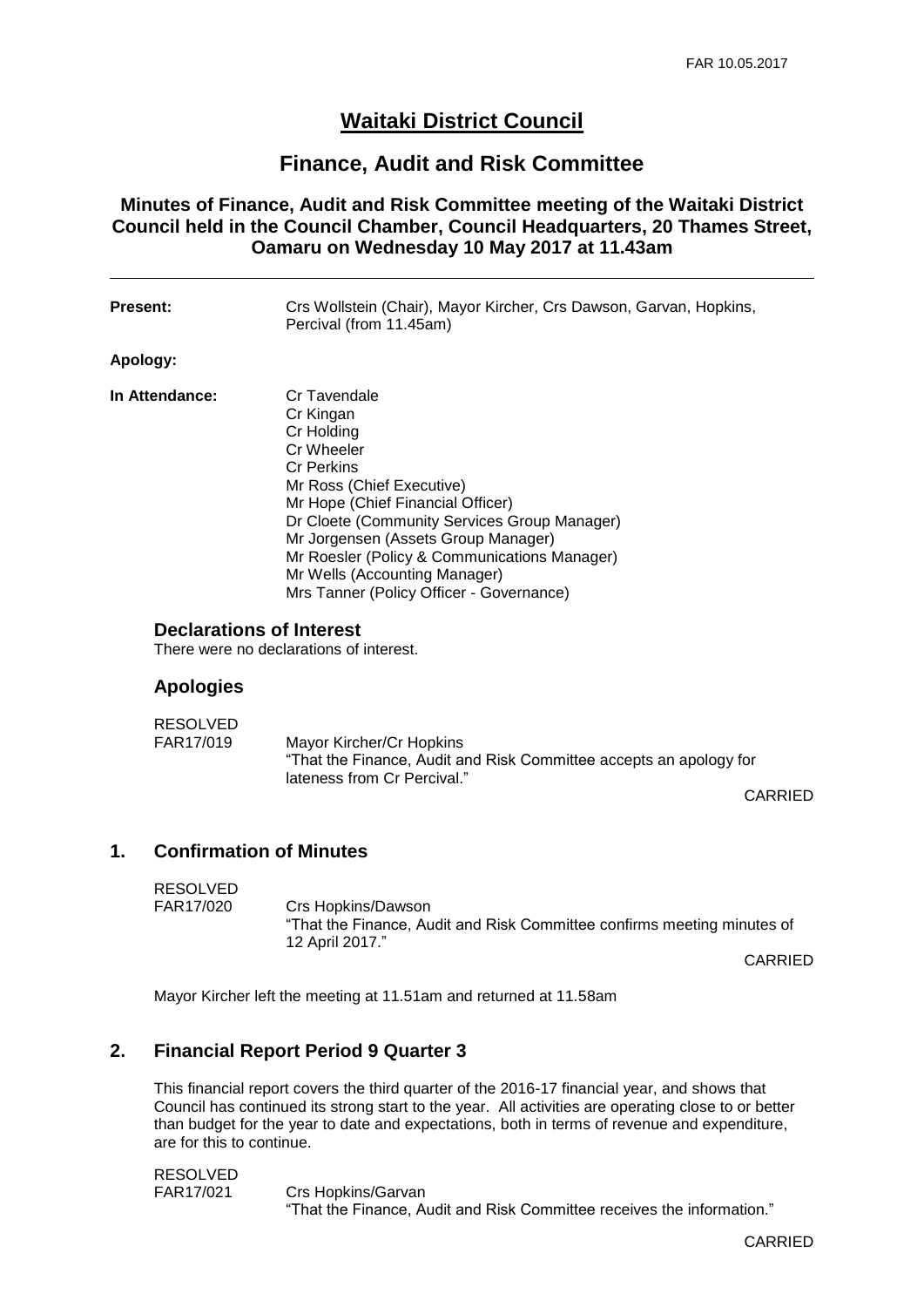# Waitaki District Council

## Finance, Audit and Risk Committee

### Minutes of Finance, Audit and Risk Committee meeting of the Waitaki District Council held in the Council Chamber, Council Headquarters, 20 Thames Street, Oamaru on Wednesday 10 May 2017 at 11.43am

---

**Present:** Crs Wollstein (Chair), Mayor Kircher, Crs Dawson, Garvan, Hopkins, Percival (from 11.45am)

**Apology:**

**In Attendance:**
Cr Tavendale
Cr Kingan
Cr Holding
Cr Wheeler
Cr Perkins
Mr Ross (Chief Executive)
Mr Hope (Chief Financial Officer)
Dr Cloete (Community Services Group Manager)
Mr Jorgensen (Assets Group Manager)
Mr Roesler (Policy & Communications Manager)
Mr Wells (Accounting Manager)
Mrs Tanner (Policy Officer - Governance)

### Declarations of Interest

There were no declarations of interest.

### Apologies

RESOLVED
FAR17/019 Mayor Kircher/Cr Hopkins
"That the Finance, Audit and Risk Committee accepts an apology for lateness from Cr Percival."

CARRIED

## 1. Confirmation of Minutes

RESOLVED
FAR17/020 Crs Hopkins/Dawson
"That the Finance, Audit and Risk Committee confirms meeting minutes of 12 April 2017."

CARRIED

Mayor Kircher left the meeting at 11.51am and returned at 11.58am

## 2. Financial Report Period 9 Quarter 3

This financial report covers the third quarter of the 2016-17 financial year, and shows that Council has continued its strong start to the year. All activities are operating close to or better than budget for the year to date and expectations, both in terms of revenue and expenditure, are for this to continue.

RESOLVED
FAR17/021 Crs Hopkins/Garvan
"That the Finance, Audit and Risk Committee receives the information."

CARRIED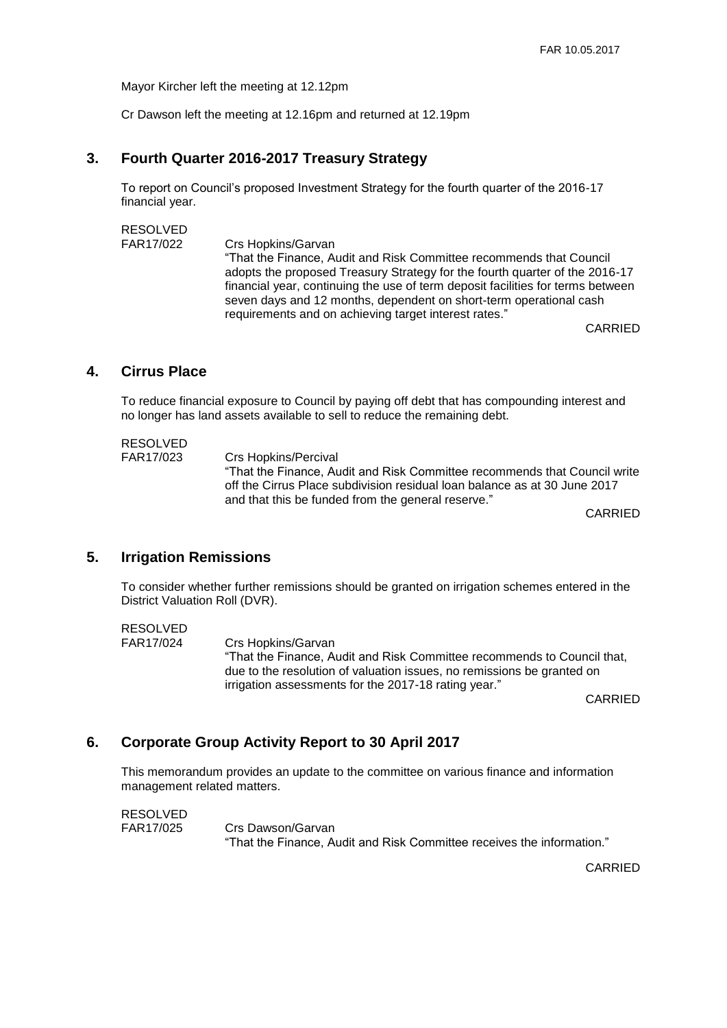Mayor Kircher left the meeting at 12.12pm

Cr Dawson left the meeting at 12.16pm and returned at 12.19pm

## 3. Fourth Quarter 2016-2017 Treasury Strategy

To report on Council's proposed Investment Strategy for the fourth quarter of the 2016-17 financial year.

RESOLVED
FAR17/022 Crs Hopkins/Garvan

"That the Finance, Audit and Risk Committee recommends that Council adopts the proposed Treasury Strategy for the fourth quarter of the 2016-17 financial year, continuing the use of term deposit facilities for terms between seven days and 12 months, dependent on short-term operational cash requirements and on achieving target interest rates."

CARRIED

## 4. Cirrus Place

To reduce financial exposure to Council by paying off debt that has compounding interest and no longer has land assets available to sell to reduce the remaining debt.

RESOLVED
FAR17/023 Crs Hopkins/Percival

"That the Finance, Audit and Risk Committee recommends that Council write off the Cirrus Place subdivision residual loan balance as at 30 June 2017 and that this be funded from the general reserve."

CARRIED

## 5. Irrigation Remissions

To consider whether further remissions should be granted on irrigation schemes entered in the District Valuation Roll (DVR).

RESOLVED
FAR17/024 Crs Hopkins/Garvan

"That the Finance, Audit and Risk Committee recommends to Council that, due to the resolution of valuation issues, no remissions be granted on irrigation assessments for the 2017-18 rating year."

CARRIED

## 6. Corporate Group Activity Report to 30 April 2017

This memorandum provides an update to the committee on various finance and information management related matters.

RESOLVED
FAR17/025 Crs Dawson/Garvan

"That the Finance, Audit and Risk Committee receives the information."

CARRIED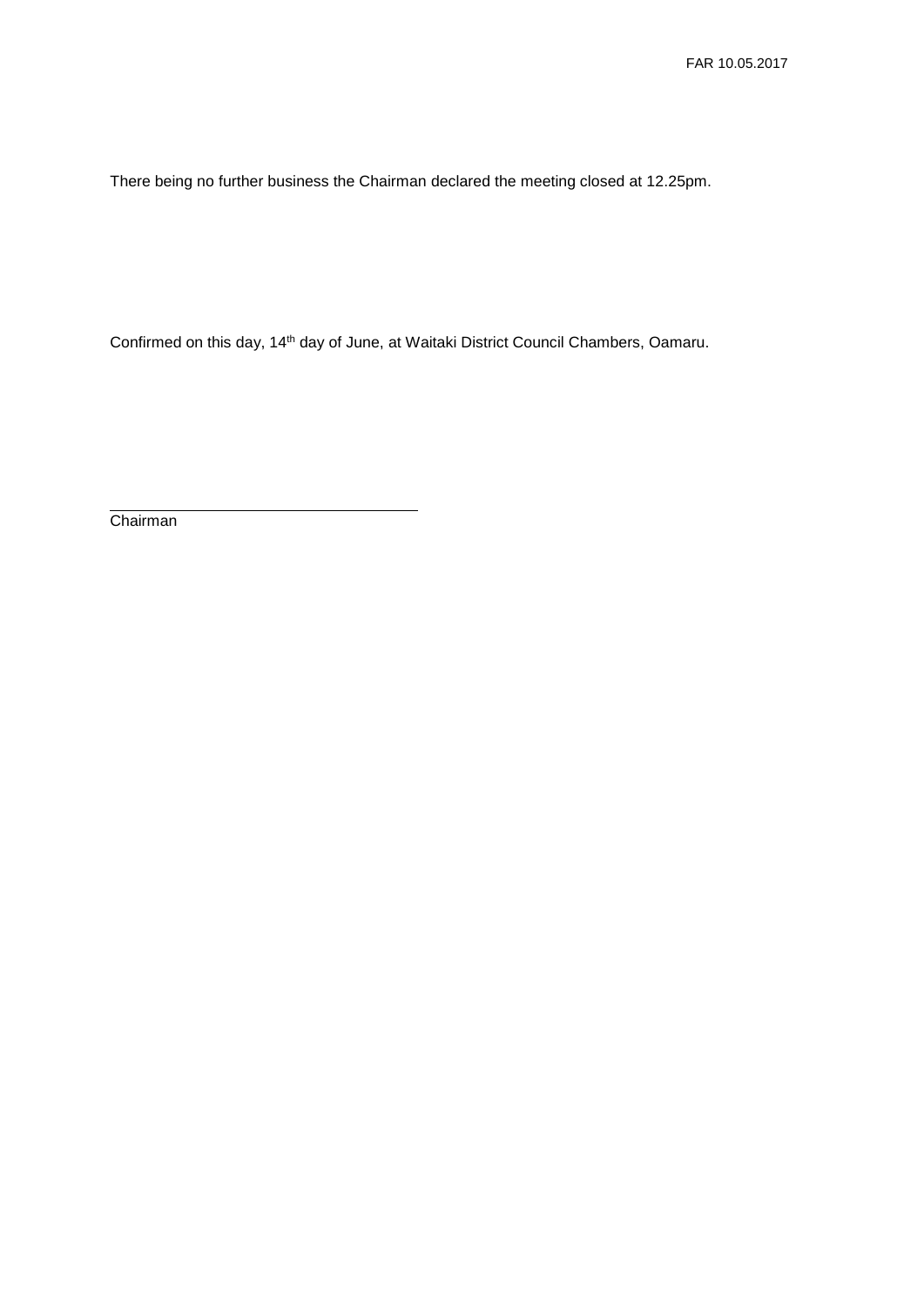There being no further business the Chairman declared the meeting closed at 12.25pm.

Confirmed on this day, 14th day of June, at Waitaki District Council Chambers, Oamaru.

\_\_\_\_\_\_\_\_\_\_\_\_\_\_\_\_\_\_\_\_\_\_\_\_\_\_\_\_\_\_\_\_\_\_\_\_

Chairman